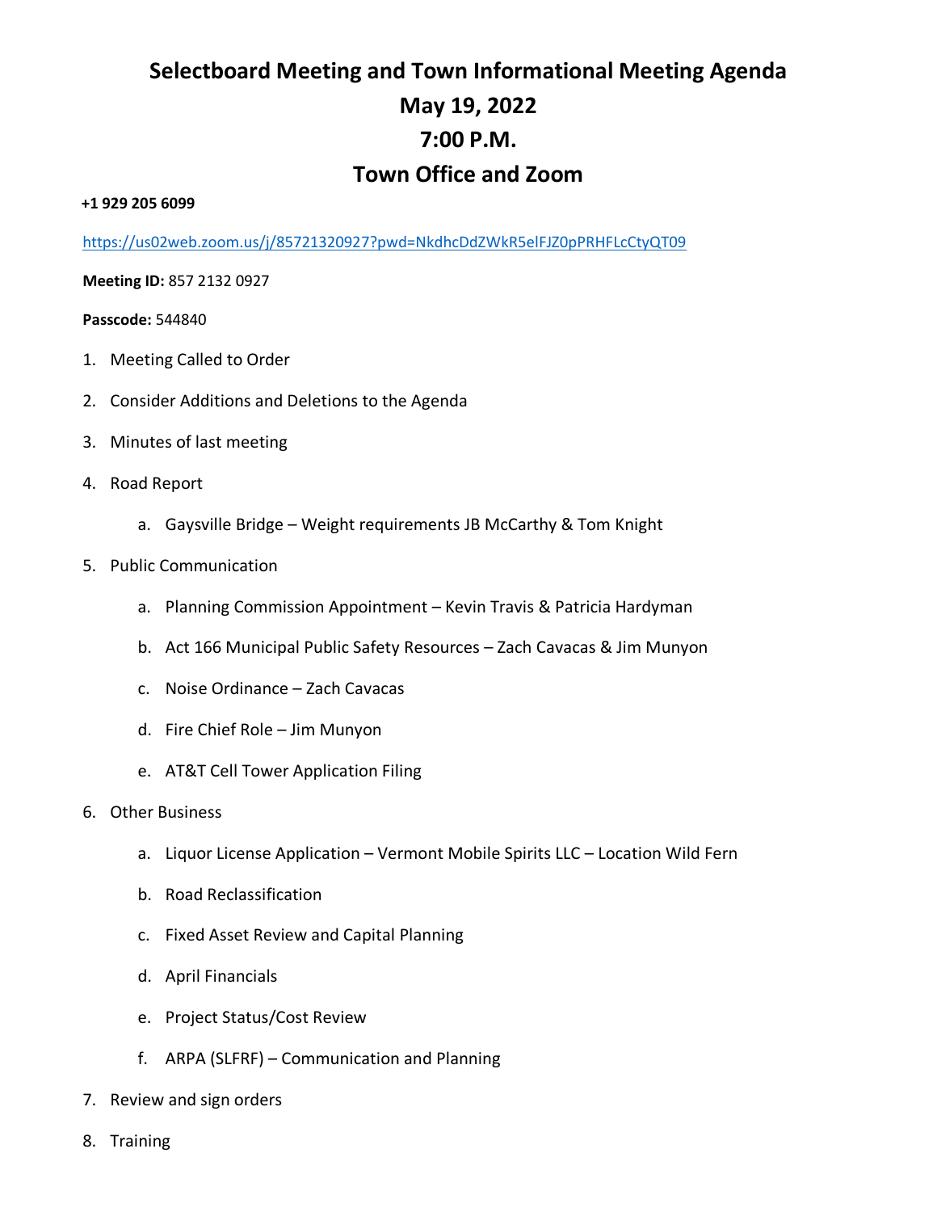# Selectboard Meeting and Town Informational Meeting Agenda

# May 19, 2022

# 7:00 P.M.

# Town Office and Zoom

**+1 929 205 6099**

https://us02web.zoom.us/j/85721320927?pwd=NkdhcDdZWkR5elFJZ0pPRHFLcCtyQT09

**Meeting ID:** 857 2132 0927

**Passcode:** 544840

1. Meeting Called to Order
2. Consider Additions and Deletions to the Agenda
3. Minutes of last meeting
4. Road Report
    a. Gaysville Bridge – Weight requirements JB McCarthy & Tom Knight
5. Public Communication
    a. Planning Commission Appointment – Kevin Travis & Patricia Hardyman
    b. Act 166 Municipal Public Safety Resources – Zach Cavacas & Jim Munyon
    c. Noise Ordinance – Zach Cavacas
    d. Fire Chief Role – Jim Munyon
    e. AT&T Cell Tower Application Filing
6. Other Business
    a. Liquor License Application – Vermont Mobile Spirits LLC – Location Wild Fern
    b. Road Reclassification
    c. Fixed Asset Review and Capital Planning
    d. April Financials
    e. Project Status/Cost Review
    f. ARPA (SLFRF) – Communication and Planning
7. Review and sign orders
8. Training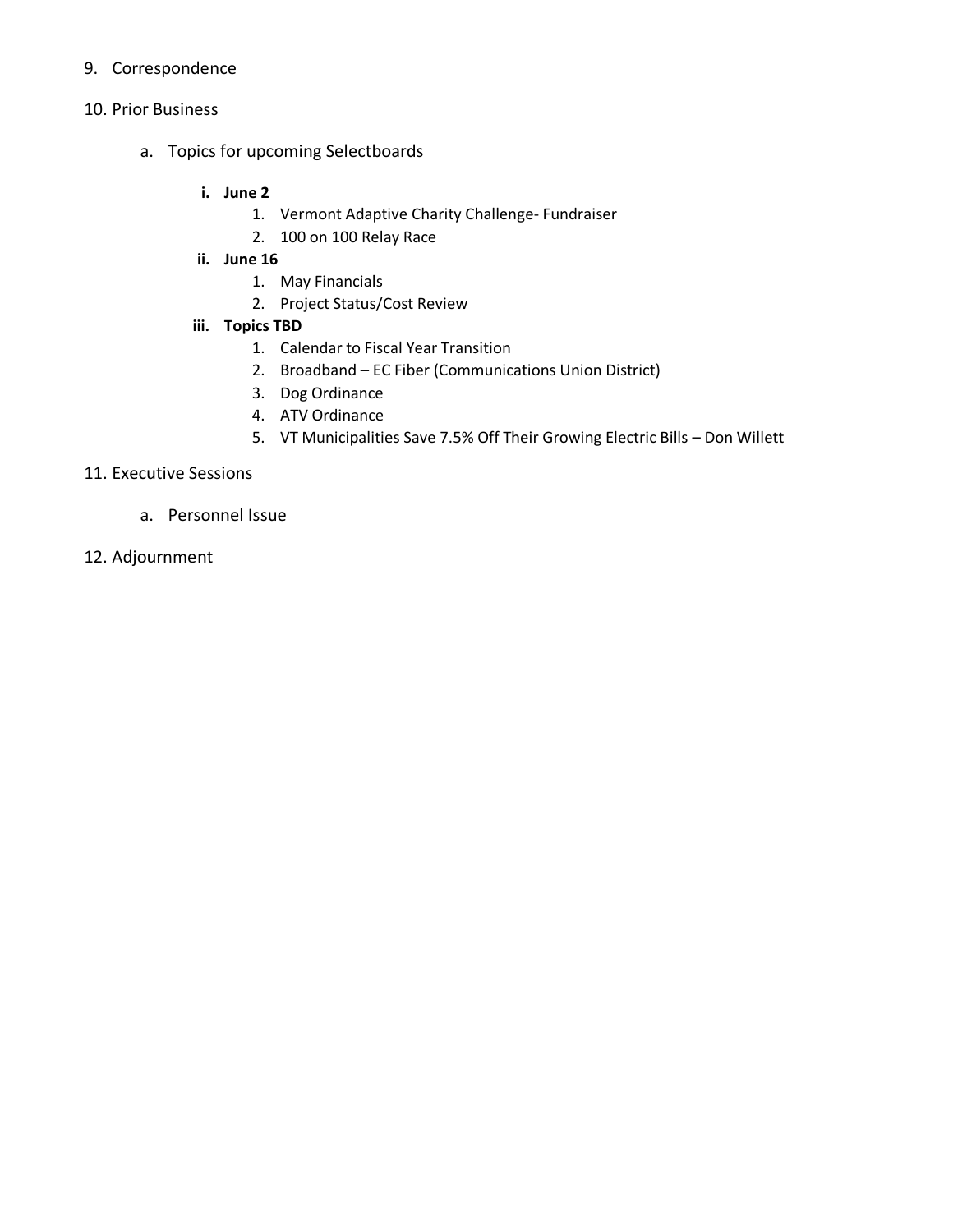9. Correspondence

10. Prior Business

    a. Topics for upcoming Selectboards

        i. **June 2**

            1. Vermont Adaptive Charity Challenge- Fundraiser
            2. 100 on 100 Relay Race

        ii. **June 16**

            1. May Financials
            2. Project Status/Cost Review

        iii. **Topics TBD**

            1. Calendar to Fiscal Year Transition
            2. Broadband – EC Fiber (Communications Union District)
            3. Dog Ordinance
            4. ATV Ordinance
            5. VT Municipalities Save 7.5% Off Their Growing Electric Bills – Don Willett

11. Executive Sessions

    a. Personnel Issue

12. Adjournment